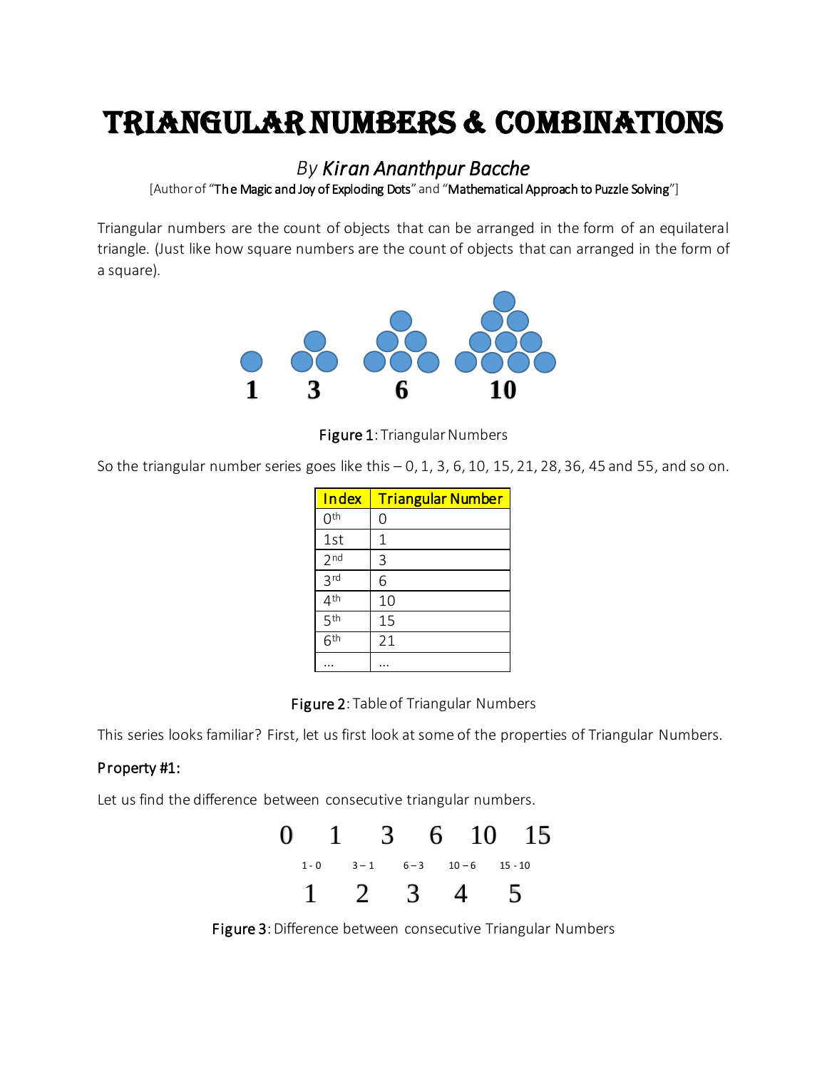# Triangular Numbers & Combinations

*By **Kiran Ananthpur Bacche***

[Author of "The Magic and Joy of Exploding Dots" and "Mathematical Approach to Puzzle Solving"]

Triangular numbers are the count of objects that can be arranged in the form of an equilateral triangle. (Just like how square numbers are the count of objects that can arranged in the form of a square).

1 3 6 10

**Figure 1**: Triangular Numbers

So the triangular number series goes like this – 0, 1, 3, 6, 10, 15, 21, 28, 36, 45 and 55, and so on.

| Index | Triangular Number |
|---|---|
| $0^{th}$ | 0 |
| 1st | 1 |
| $2^{nd}$ | 3 |
| $3^{rd}$ | 6 |
| $4^{th}$ | 10 |
| $5^{th}$ | 15 |
| $6^{th}$ | 21 |
| … | … |

**Figure 2**: Table of Triangular Numbers

This series looks familiar? First, let us first look at some of the properties of Triangular Numbers.

**Property #1:**

Let us find the difference between consecutive triangular numbers.

0 1 3 6 10 15

1 - 0 3 – 1 6 – 3 10 – 6 15 - 10

1 2 3 4 5

**Figure 3**: Difference between consecutive Triangular Numbers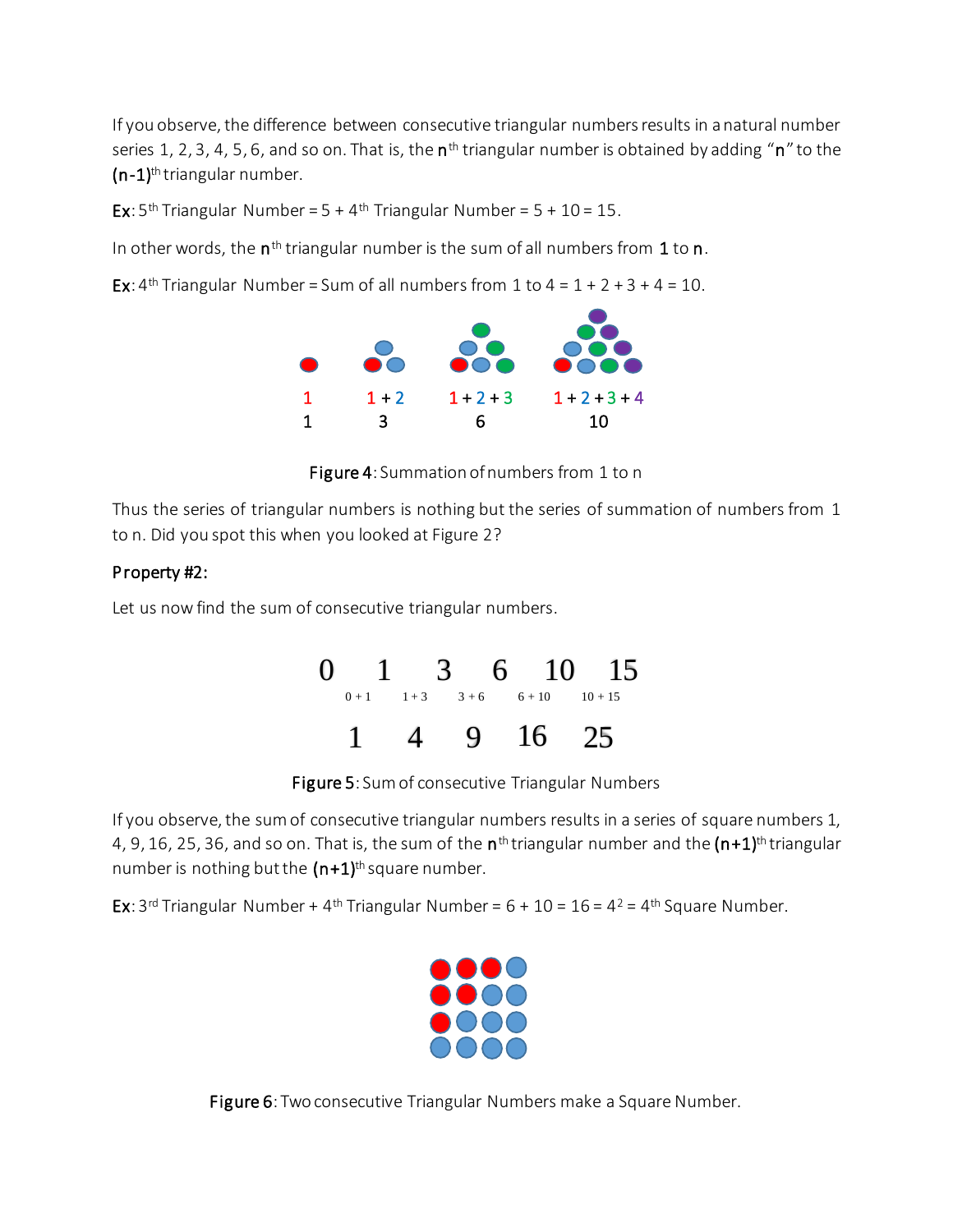If you observe, the difference between consecutive triangular numbers results in a natural number series 1, 2, 3, 4, 5, 6, and so on. That is, the $n^{th}$ triangular number is obtained by adding "**n**" to the $(n-1)^{th}$ triangular number.

**Ex**: $5^{th}$ Triangular Number = 5 + $4^{th}$ Triangular Number = 5 + 10 = 15.

In other words, the $n^{th}$ triangular number is the sum of all numbers from **1** to **n**.

**Ex**: $4^{th}$ Triangular Number = Sum of all numbers from 1 to 4 = 1 + 2 + 3 + 4 = 10.

1 | 1 + 2 | 1 + 2 + 3 | 1 + 2 + 3 + 4

1 | 3 | 6 | 10

**Figure 4**: Summation of numbers from 1 to n

Thus the series of triangular numbers is nothing but the series of summation of numbers from 1 to n. Did you spot this when you looked at Figure 2?

**Property #2:**

Let us now find the sum of consecutive triangular numbers.

0 1 3 6 10 15

0 + 1, 1 + 3, 3 + 6, 6 + 10, 10 + 15

1 4 9 16 25

**Figure 5**: Sum of consecutive Triangular Numbers

If you observe, the sum of consecutive triangular numbers results in a series of square numbers 1, 4, 9, 16, 25, 36, and so on. That is, the sum of the $n^{th}$ triangular number and the $(n+1)^{th}$ triangular number is nothing but the $(n+1)^{th}$ square number.

**Ex**: $3^{rd}$ Triangular Number + $4^{th}$ Triangular Number = 6 + 10 = 16 = $4^2$ = $4^{th}$ Square Number.

**Figure 6**: Two consecutive Triangular Numbers make a Square Number.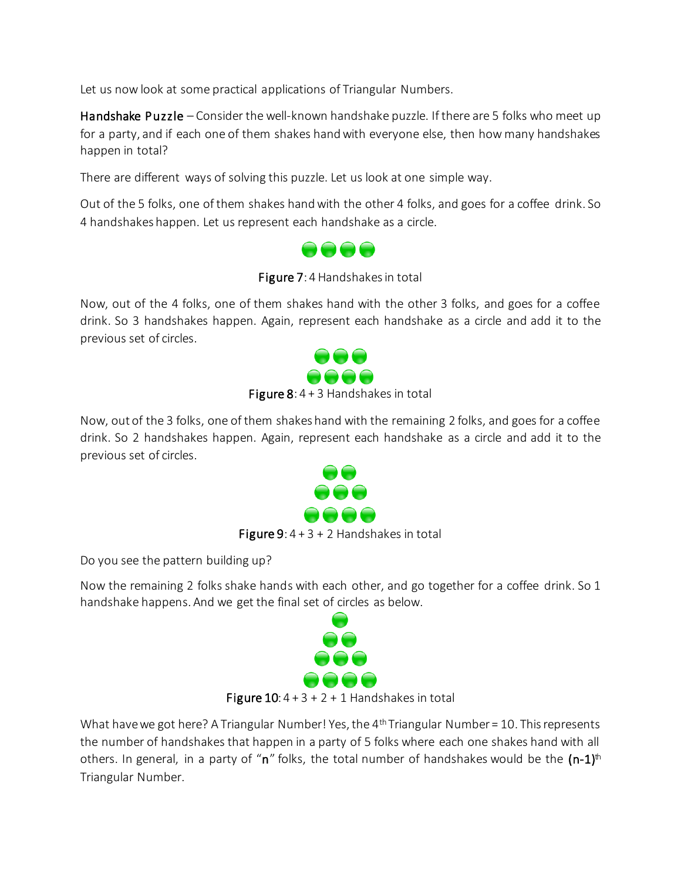Let us now look at some practical applications of Triangular Numbers.

**Handshake Puzzle** – Consider the well-known handshake puzzle. If there are 5 folks who meet up for a party, and if each one of them shakes hand with everyone else, then how many handshakes happen in total?

There are different ways of solving this puzzle. Let us look at one simple way.

Out of the 5 folks, one of them shakes hand with the other 4 folks, and goes for a coffee drink. So 4 handshakes happen. Let us represent each handshake as a circle.

**Figure 7**: 4 Handshakes in total

Now, out of the 4 folks, one of them shakes hand with the other 3 folks, and goes for a coffee drink. So 3 handshakes happen. Again, represent each handshake as a circle and add it to the previous set of circles.

**Figure 8**: 4 + 3 Handshakes in total

Now, out of the 3 folks, one of them shakes hand with the remaining 2 folks, and goes for a coffee drink. So 2 handshakes happen. Again, represent each handshake as a circle and add it to the previous set of circles.

**Figure 9**: 4 + 3 + 2 Handshakes in total

Do you see the pattern building up?

Now the remaining 2 folks shake hands with each other, and go together for a coffee drink. So 1 handshake happens. And we get the final set of circles as below.

**Figure 10**: 4 + 3 + 2 + 1 Handshakes in total

What have we got here? A Triangular Number! Yes, the $4^{th}$ Triangular Number = 10. This represents the number of handshakes that happen in a party of 5 folks where each one shakes hand with all others. In general, in a party of "**n**" folks, the total number of handshakes would be the $(n-1)^{th}$ Triangular Number.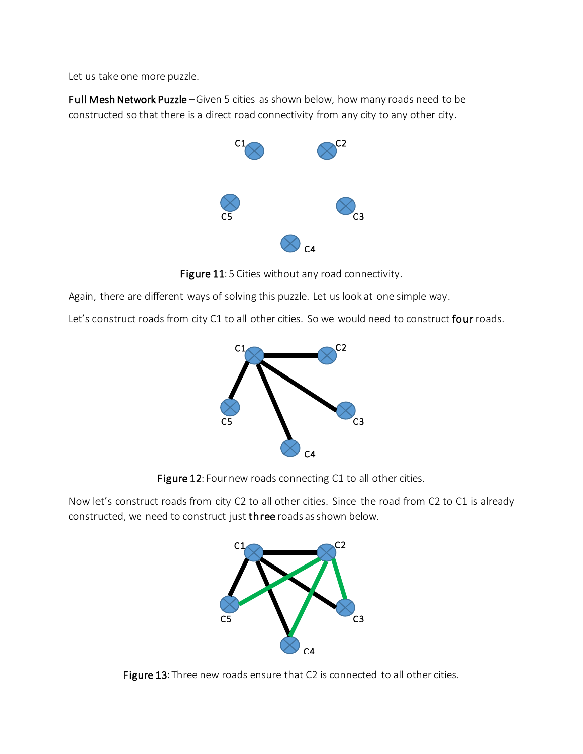Let us take one more puzzle.

**Full Mesh Network Puzzle** – Given 5 cities as shown below, how many roads need to be constructed so that there is a direct road connectivity from any city to any other city.

**Figure 11**: 5 Cities without any road connectivity.

Again, there are different ways of solving this puzzle. Let us look at one simple way.

Let's construct roads from city C1 to all other cities. So we would need to construct **four** roads.

**Figure 12**: Four new roads connecting C1 to all other cities.

Now let's construct roads from city C2 to all other cities. Since the road from C2 to C1 is already constructed, we need to construct just **three** roads as shown below.

**Figure 13**: Three new roads ensure that C2 is connected to all other cities.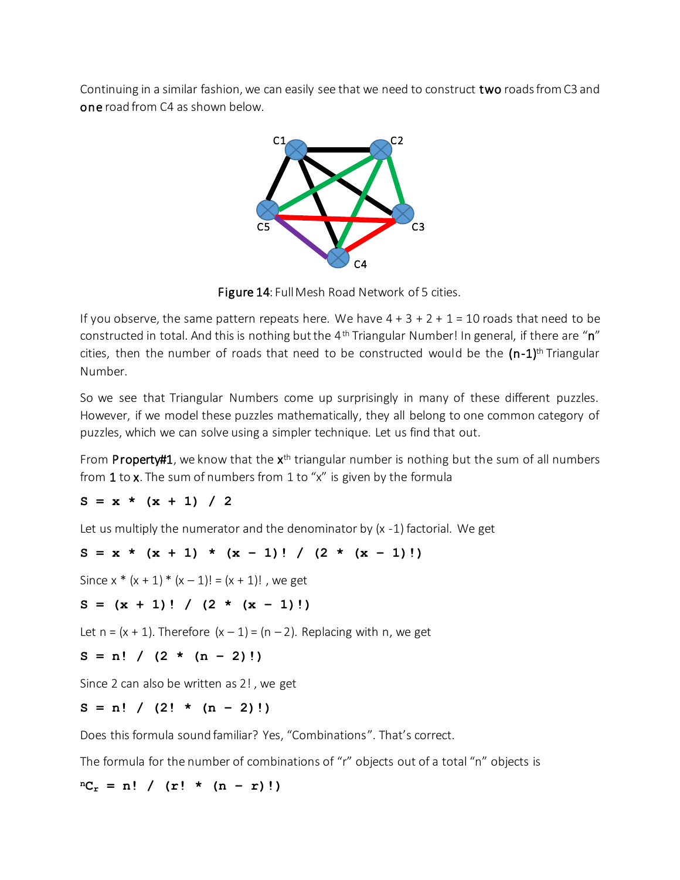Continuing in a similar fashion, we can easily see that we need to construct **two** roads from C3 and **one** road from C4 as shown below.

**Figure 14**: Full Mesh Road Network of 5 cities.

If you observe, the same pattern repeats here. We have 4 + 3 + 2 + 1 = 10 roads that need to be constructed in total. And this is nothing but the $4^{th}$ Triangular Number! In general, if there are "**n**" cities, then the number of roads that need to be constructed would be the **(n-1)**$^{th}$ Triangular Number.

So we see that Triangular Numbers come up surprisingly in many of these different puzzles. However, if we model these puzzles mathematically, they all belong to one common category of puzzles, which we can solve using a simpler technique. Let us find that out.

From **Property#1**, we know that the $x^{th}$ triangular number is nothing but the sum of all numbers from **1** to **x**. The sum of numbers from 1 to "x" is given by the formula

$$S = x * (x + 1) / 2$$

Let us multiply the numerator and the denominator by (x -1) factorial. We get

$$S = x * (x + 1) * (x - 1)! / (2 * (x - 1)!)$$

Since $x * (x + 1) * (x - 1)! = (x + 1)!$ , we get

$$S = (x + 1)! / (2 * (x - 1)!)$$

Let $n = (x + 1)$. Therefore $(x - 1) = (n - 2)$. Replacing with n, we get

$$S = n! / (2 * (n - 2)!)$$

Since 2 can also be written as 2! , we get

$$S = n! / (2! * (n - 2)!)$$

Does this formula sound familiar? Yes, "Combinations". That's correct.

The formula for the number of combinations of "r" objects out of a total "n" objects is

$${}^{n}C_{r} = n! / (r! * (n - r)!)$$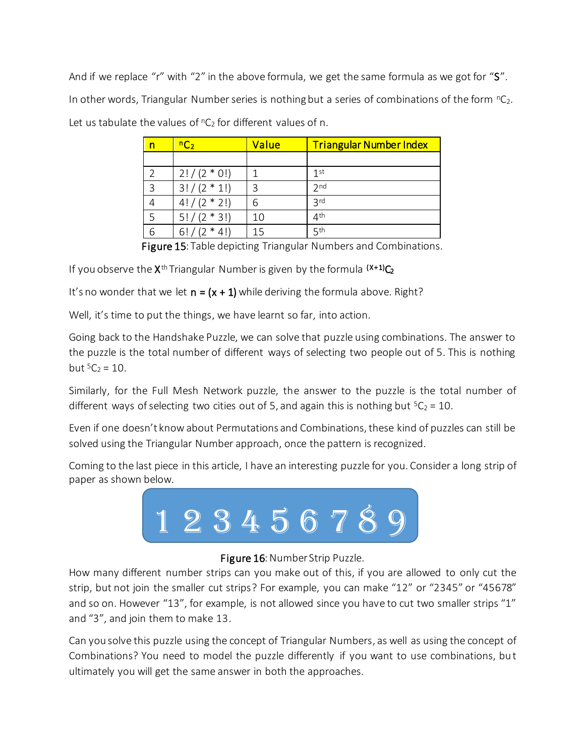And if we replace "r" with "2" in the above formula, we get the same formula as we got for "**S**".

In other words, Triangular Number series is nothing but a series of combinations of the form $^nC_2$.

Let us tabulate the values of $^nC_2$ for different values of n.

| n | $^nC_2$ | Value | Triangular Number Index |
|---|---|---|---|
| | | | |
| 2 | 2! / (2 * 0!) | 1 | 1st |
| 3 | 3! / (2 * 1!) | 3 | 2nd |
| 4 | 4! / (2 * 2!) | 6 | 3rd |
| 5 | 5! / (2 * 3!) | 10 | 4th |
| 6 | 6! / (2 * 4!) | 15 | 5th |

**Figure 15**: Table depicting Triangular Numbers and Combinations.

If you observe the **X**th Triangular Number is given by the formula $^{(X+1)}C_2$

It's no wonder that we let **n = (x + 1)** while deriving the formula above. Right?

Well, it's time to put the things, we have learnt so far, into action.

Going back to the Handshake Puzzle, we can solve that puzzle using combinations. The answer to the puzzle is the total number of different ways of selecting two people out of 5. This is nothing but $^5C_2 = 10$.

Similarly, for the Full Mesh Network puzzle, the answer to the puzzle is the total number of different ways of selecting two cities out of 5, and again this is nothing but $^5C_2 = 10$.

Even if one doesn't know about Permutations and Combinations, these kind of puzzles can still be solved using the Triangular Number approach, once the pattern is recognized.

Coming to the last piece in this article, I have an interesting puzzle for you. Consider a long strip of paper as shown below.

1 2 3 4 5 6 7 8 9

**Figure 16**: Number Strip Puzzle.

How many different number strips can you make out of this, if you are allowed to only cut the strip, but not join the smaller cut strips? For example, you can make "12" or "2345" or "45678" and so on. However "13", for example, is not allowed since you have to cut two smaller strips "1" and "3", and join them to make 13.

Can you solve this puzzle using the concept of Triangular Numbers, as well as using the concept of Combinations? You need to model the puzzle differently if you want to use combinations, but ultimately you will get the same answer in both the approaches.